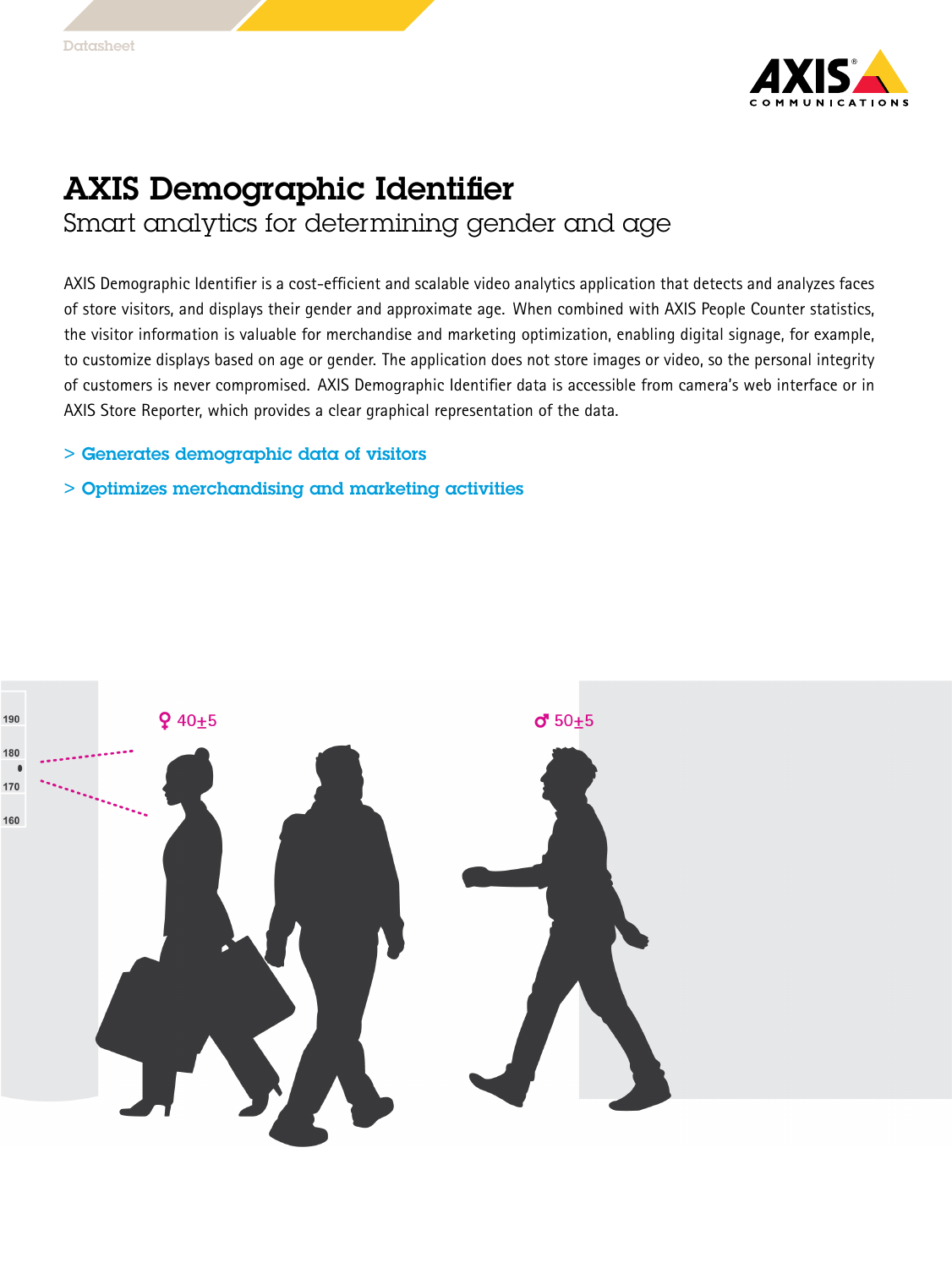Datasheet

# AXIS Demographic Identifier

## Smart analytics for determining gender and age

AXIS Demographic Identifier is a cost-efficient and scalable video analytics application that detects and analyzes faces of store visitors, and displays their gender and approximate age. When combined with AXIS People Counter statistics, the visitor information is valuable for merchandise and marketing optimization, enabling digital signage, for example, to customize displays based on age or gender. The application does not store images or video, so the personal integrity of customers is never compromised. AXIS Demographic Identifier data is accessible from camera's web interface or in AXIS Store Reporter, which provides a clear graphical representation of the data.

> Generates demographic data of visitors

> Optimizes merchandising and marketing activities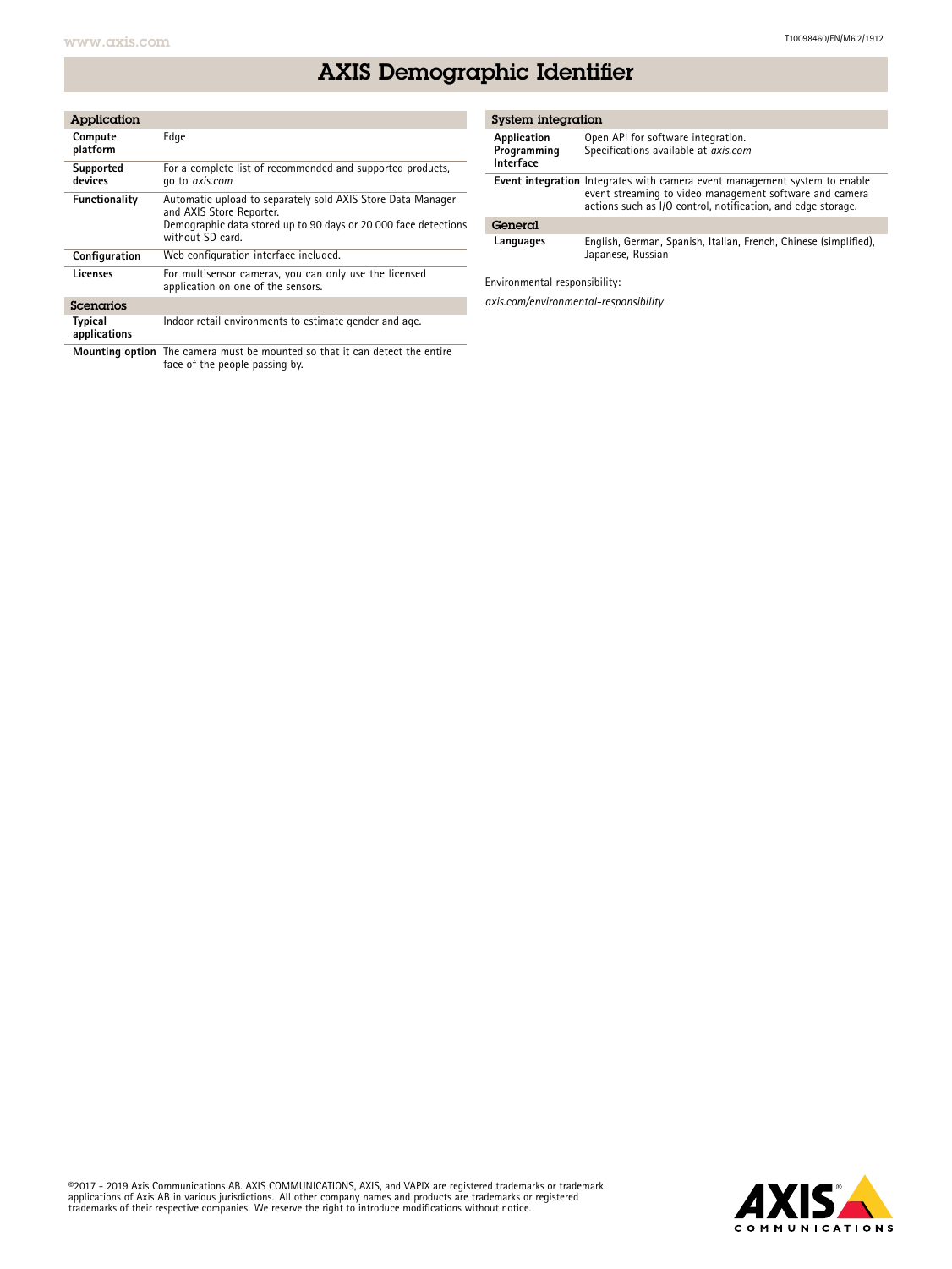# AXIS Demographic Identifier

## Application

| | |
|---|---|
| **Compute platform** | Edge |
| **Supported devices** | For a complete list of recommended and supported products, go to *axis.com* |
| **Functionality** | Automatic upload to separately sold AXIS Store Data Manager and AXIS Store Reporter.<br>Demographic data stored up to 90 days or 20 000 face detections without SD card. |
| **Configuration** | Web configuration interface included. |
| **Licenses** | For multisensor cameras, you can only use the licensed application on one of the sensors. |

## Scenarios

| | |
|---|---|
| **Typical applications** | Indoor retail environments to estimate gender and age. |
| **Mounting option** | The camera must be mounted so that it can detect the entire face of the people passing by. |

## System integration

| | |
|---|---|
| **Application Programming Interface** | Open API for software integration.<br>Specifications available at *axis.com* |
| **Event integration** | Integrates with camera event management system to enable event streaming to video management software and camera actions such as I/O control, notification, and edge storage. |

## General

| | |
|---|---|
| **Languages** | English, German, Spanish, Italian, French, Chinese (simplified), Japanese, Russian |

Environmental responsibility:

*axis.com/environmental-responsibility*

©2017 - 2019 Axis Communications AB. AXIS COMMUNICATIONS, AXIS, and VAPIX are registered trademarks or trademark applications of Axis AB in various jurisdictions. All other company names and products are trademarks or registered trademarks of their respective companies. We reserve the right to introduce modifications without notice.